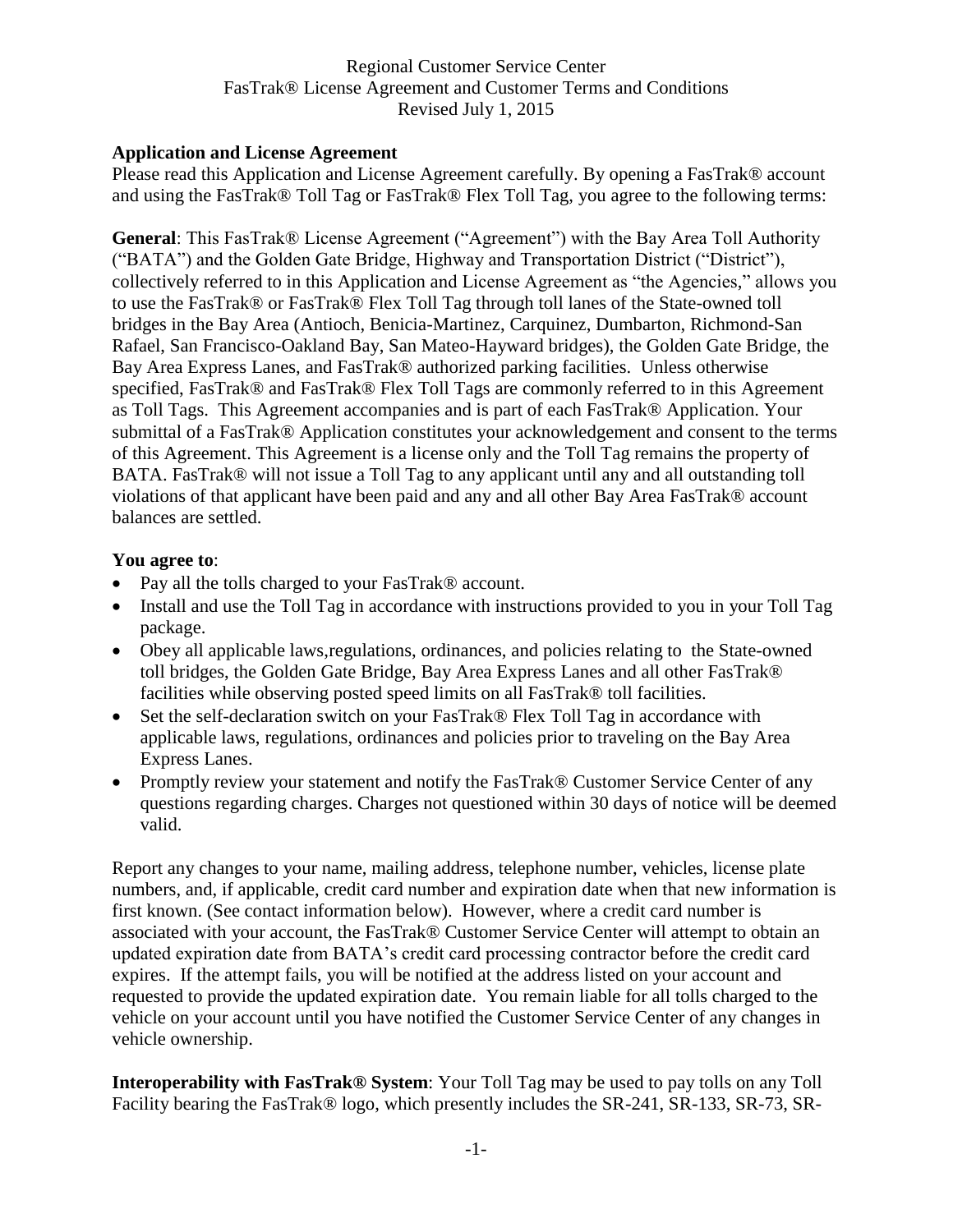Regional Customer Service Center
FasTrak® License Agreement and Customer Terms and Conditions
Revised July 1, 2015

**Application and License Agreement**

Please read this Application and License Agreement carefully. By opening a FasTrak® account and using the FasTrak® Toll Tag or FasTrak® Flex Toll Tag, you agree to the following terms:

**General**: This FasTrak® License Agreement ("Agreement") with the Bay Area Toll Authority ("BATA") and the Golden Gate Bridge, Highway and Transportation District ("District"), collectively referred to in this Application and License Agreement as "the Agencies," allows you to use the FasTrak® or FasTrak® Flex Toll Tag through toll lanes of the State-owned toll bridges in the Bay Area (Antioch, Benicia-Martinez, Carquinez, Dumbarton, Richmond-San Rafael, San Francisco-Oakland Bay, San Mateo-Hayward bridges), the Golden Gate Bridge, the Bay Area Express Lanes, and FasTrak® authorized parking facilities. Unless otherwise specified, FasTrak® and FasTrak® Flex Toll Tags are commonly referred to in this Agreement as Toll Tags. This Agreement accompanies and is part of each FasTrak® Application. Your submittal of a FasTrak® Application constitutes your acknowledgement and consent to the terms of this Agreement. This Agreement is a license only and the Toll Tag remains the property of BATA. FasTrak® will not issue a Toll Tag to any applicant until any and all outstanding toll violations of that applicant have been paid and any and all other Bay Area FasTrak® account balances are settled.

**You agree to**:

- Pay all the tolls charged to your FasTrak® account.
- Install and use the Toll Tag in accordance with instructions provided to you in your Toll Tag package.
- Obey all applicable laws,regulations, ordinances, and policies relating to the State-owned toll bridges, the Golden Gate Bridge, Bay Area Express Lanes and all other FasTrak® facilities while observing posted speed limits on all FasTrak® toll facilities.
- Set the self-declaration switch on your FasTrak® Flex Toll Tag in accordance with applicable laws, regulations, ordinances and policies prior to traveling on the Bay Area Express Lanes.
- Promptly review your statement and notify the FasTrak® Customer Service Center of any questions regarding charges. Charges not questioned within 30 days of notice will be deemed valid.

Report any changes to your name, mailing address, telephone number, vehicles, license plate numbers, and, if applicable, credit card number and expiration date when that new information is first known. (See contact information below). However, where a credit card number is associated with your account, the FasTrak® Customer Service Center will attempt to obtain an updated expiration date from BATA's credit card processing contractor before the credit card expires. If the attempt fails, you will be notified at the address listed on your account and requested to provide the updated expiration date. You remain liable for all tolls charged to the vehicle on your account until you have notified the Customer Service Center of any changes in vehicle ownership.

**Interoperability with FasTrak® System**: Your Toll Tag may be used to pay tolls on any Toll Facility bearing the FasTrak® logo, which presently includes the SR-241, SR-133, SR-73, SR-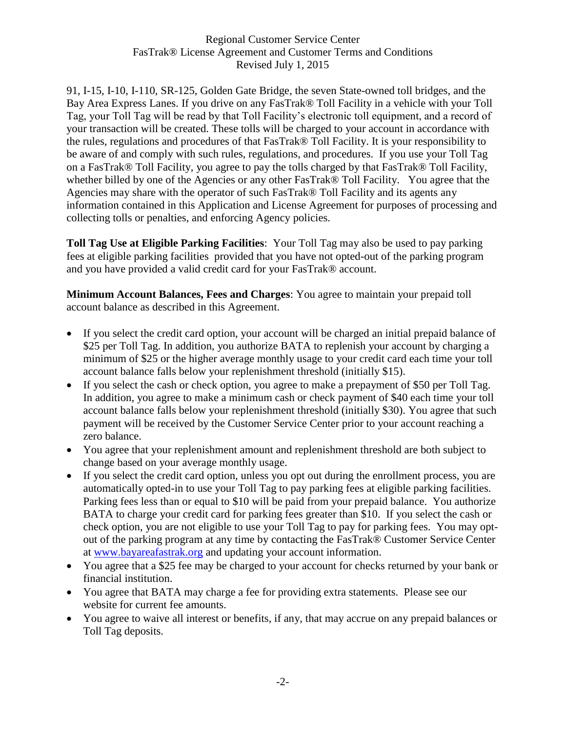91, I-15, I-10, I-110, SR-125, Golden Gate Bridge, the seven State-owned toll bridges, and the Bay Area Express Lanes. If you drive on any FasTrak® Toll Facility in a vehicle with your Toll Tag, your Toll Tag will be read by that Toll Facility's electronic toll equipment, and a record of your transaction will be created. These tolls will be charged to your account in accordance with the rules, regulations and procedures of that FasTrak® Toll Facility. It is your responsibility to be aware of and comply with such rules, regulations, and procedures. If you use your Toll Tag on a FasTrak® Toll Facility, you agree to pay the tolls charged by that FasTrak® Toll Facility, whether billed by one of the Agencies or any other FasTrak® Toll Facility. You agree that the Agencies may share with the operator of such FasTrak® Toll Facility and its agents any information contained in this Application and License Agreement for purposes of processing and collecting tolls or penalties, and enforcing Agency policies.

**Toll Tag Use at Eligible Parking Facilities**: Your Toll Tag may also be used to pay parking fees at eligible parking facilities provided that you have not opted-out of the parking program and you have provided a valid credit card for your FasTrak® account.

**Minimum Account Balances, Fees and Charges**: You agree to maintain your prepaid toll account balance as described in this Agreement.

- If you select the credit card option, your account will be charged an initial prepaid balance of $25 per Toll Tag. In addition, you authorize BATA to replenish your account by charging a minimum of $25 or the higher average monthly usage to your credit card each time your toll account balance falls below your replenishment threshold (initially $15).
- If you select the cash or check option, you agree to make a prepayment of $50 per Toll Tag. In addition, you agree to make a minimum cash or check payment of $40 each time your toll account balance falls below your replenishment threshold (initially $30). You agree that such payment will be received by the Customer Service Center prior to your account reaching a zero balance.
- You agree that your replenishment amount and replenishment threshold are both subject to change based on your average monthly usage.
- If you select the credit card option, unless you opt out during the enrollment process, you are automatically opted-in to use your Toll Tag to pay parking fees at eligible parking facilities. Parking fees less than or equal to $10 will be paid from your prepaid balance. You authorize BATA to charge your credit card for parking fees greater than $10. If you select the cash or check option, you are not eligible to use your Toll Tag to pay for parking fees. You may opt-out of the parking program at any time by contacting the FasTrak® Customer Service Center at [www.bayareafastrak.org](http://www.bayareafastrak.org) and updating your account information.
- You agree that a $25 fee may be charged to your account for checks returned by your bank or financial institution.
- You agree that BATA may charge a fee for providing extra statements. Please see our website for current fee amounts.
- You agree to waive all interest or benefits, if any, that may accrue on any prepaid balances or Toll Tag deposits.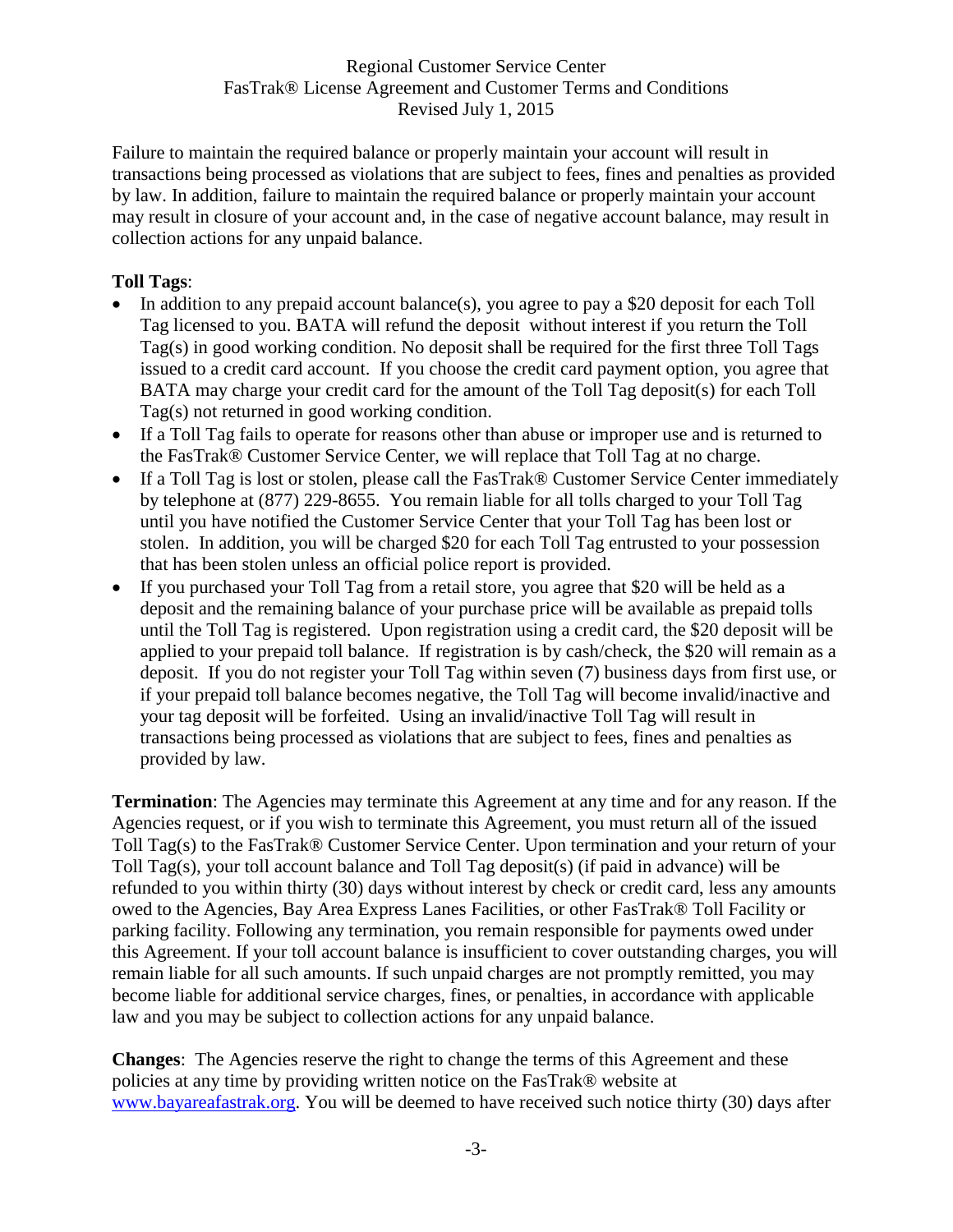Failure to maintain the required balance or properly maintain your account will result in transactions being processed as violations that are subject to fees, fines and penalties as provided by law. In addition, failure to maintain the required balance or properly maintain your account may result in closure of your account and, in the case of negative account balance, may result in collection actions for any unpaid balance.

**Toll Tags**:

- In addition to any prepaid account balance(s), you agree to pay a $20 deposit for each Toll Tag licensed to you. BATA will refund the deposit without interest if you return the Toll Tag(s) in good working condition. No deposit shall be required for the first three Toll Tags issued to a credit card account. If you choose the credit card payment option, you agree that BATA may charge your credit card for the amount of the Toll Tag deposit(s) for each Toll Tag(s) not returned in good working condition.
- If a Toll Tag fails to operate for reasons other than abuse or improper use and is returned to the FasTrak® Customer Service Center, we will replace that Toll Tag at no charge.
- If a Toll Tag is lost or stolen, please call the FasTrak® Customer Service Center immediately by telephone at (877) 229-8655. You remain liable for all tolls charged to your Toll Tag until you have notified the Customer Service Center that your Toll Tag has been lost or stolen. In addition, you will be charged $20 for each Toll Tag entrusted to your possession that has been stolen unless an official police report is provided.
- If you purchased your Toll Tag from a retail store, you agree that $20 will be held as a deposit and the remaining balance of your purchase price will be available as prepaid tolls until the Toll Tag is registered. Upon registration using a credit card, the $20 deposit will be applied to your prepaid toll balance. If registration is by cash/check, the $20 will remain as a deposit. If you do not register your Toll Tag within seven (7) business days from first use, or if your prepaid toll balance becomes negative, the Toll Tag will become invalid/inactive and your tag deposit will be forfeited. Using an invalid/inactive Toll Tag will result in transactions being processed as violations that are subject to fees, fines and penalties as provided by law.

**Termination**: The Agencies may terminate this Agreement at any time and for any reason. If the Agencies request, or if you wish to terminate this Agreement, you must return all of the issued Toll Tag(s) to the FasTrak® Customer Service Center. Upon termination and your return of your Toll Tag(s), your toll account balance and Toll Tag deposit(s) (if paid in advance) will be refunded to you within thirty (30) days without interest by check or credit card, less any amounts owed to the Agencies, Bay Area Express Lanes Facilities, or other FasTrak® Toll Facility or parking facility. Following any termination, you remain responsible for payments owed under this Agreement. If your toll account balance is insufficient to cover outstanding charges, you will remain liable for all such amounts. If such unpaid charges are not promptly remitted, you may become liable for additional service charges, fines, or penalties, in accordance with applicable law and you may be subject to collection actions for any unpaid balance.

**Changes**: The Agencies reserve the right to change the terms of this Agreement and these policies at any time by providing written notice on the FasTrak® website at www.bayareafastrak.org. You will be deemed to have received such notice thirty (30) days after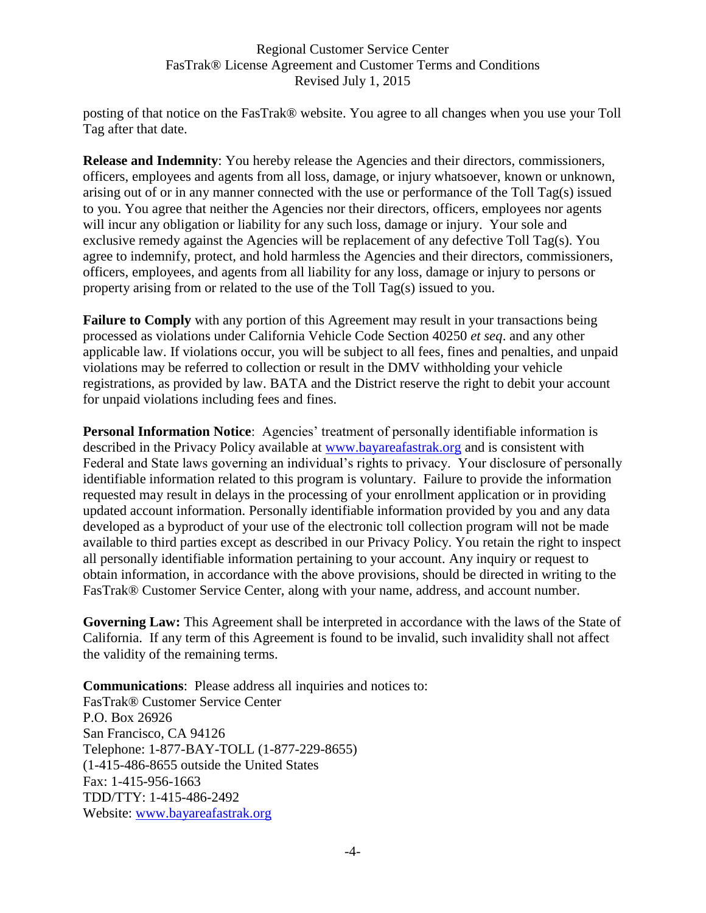posting of that notice on the FasTrak® website. You agree to all changes when you use your Toll Tag after that date.

**Release and Indemnity**: You hereby release the Agencies and their directors, commissioners, officers, employees and agents from all loss, damage, or injury whatsoever, known or unknown, arising out of or in any manner connected with the use or performance of the Toll Tag(s) issued to you. You agree that neither the Agencies nor their directors, officers, employees nor agents will incur any obligation or liability for any such loss, damage or injury. Your sole and exclusive remedy against the Agencies will be replacement of any defective Toll Tag(s). You agree to indemnify, protect, and hold harmless the Agencies and their directors, commissioners, officers, employees, and agents from all liability for any loss, damage or injury to persons or property arising from or related to the use of the Toll Tag(s) issued to you.

**Failure to Comply** with any portion of this Agreement may result in your transactions being processed as violations under California Vehicle Code Section 40250 *et seq*. and any other applicable law. If violations occur, you will be subject to all fees, fines and penalties, and unpaid violations may be referred to collection or result in the DMV withholding your vehicle registrations, as provided by law. BATA and the District reserve the right to debit your account for unpaid violations including fees and fines.

**Personal Information Notice**: Agencies' treatment of personally identifiable information is described in the Privacy Policy available at [www.bayareafastrak.org](http://www.bayareafastrak.org) and is consistent with Federal and State laws governing an individual's rights to privacy. Your disclosure of personally identifiable information related to this program is voluntary. Failure to provide the information requested may result in delays in the processing of your enrollment application or in providing updated account information. Personally identifiable information provided by you and any data developed as a byproduct of your use of the electronic toll collection program will not be made available to third parties except as described in our Privacy Policy. You retain the right to inspect all personally identifiable information pertaining to your account. Any inquiry or request to obtain information, in accordance with the above provisions, should be directed in writing to the FasTrak® Customer Service Center, along with your name, address, and account number.

**Governing Law:** This Agreement shall be interpreted in accordance with the laws of the State of California. If any term of this Agreement is found to be invalid, such invalidity shall not affect the validity of the remaining terms.

**Communications**: Please address all inquiries and notices to:
FasTrak® Customer Service Center
P.O. Box 26926
San Francisco, CA 94126
Telephone: 1-877-BAY-TOLL (1-877-229-8655)
(1-415-486-8655 outside the United States
Fax: 1-415-956-1663
TDD/TTY: 1-415-486-2492
Website: [www.bayareafastrak.org](http://www.bayareafastrak.org)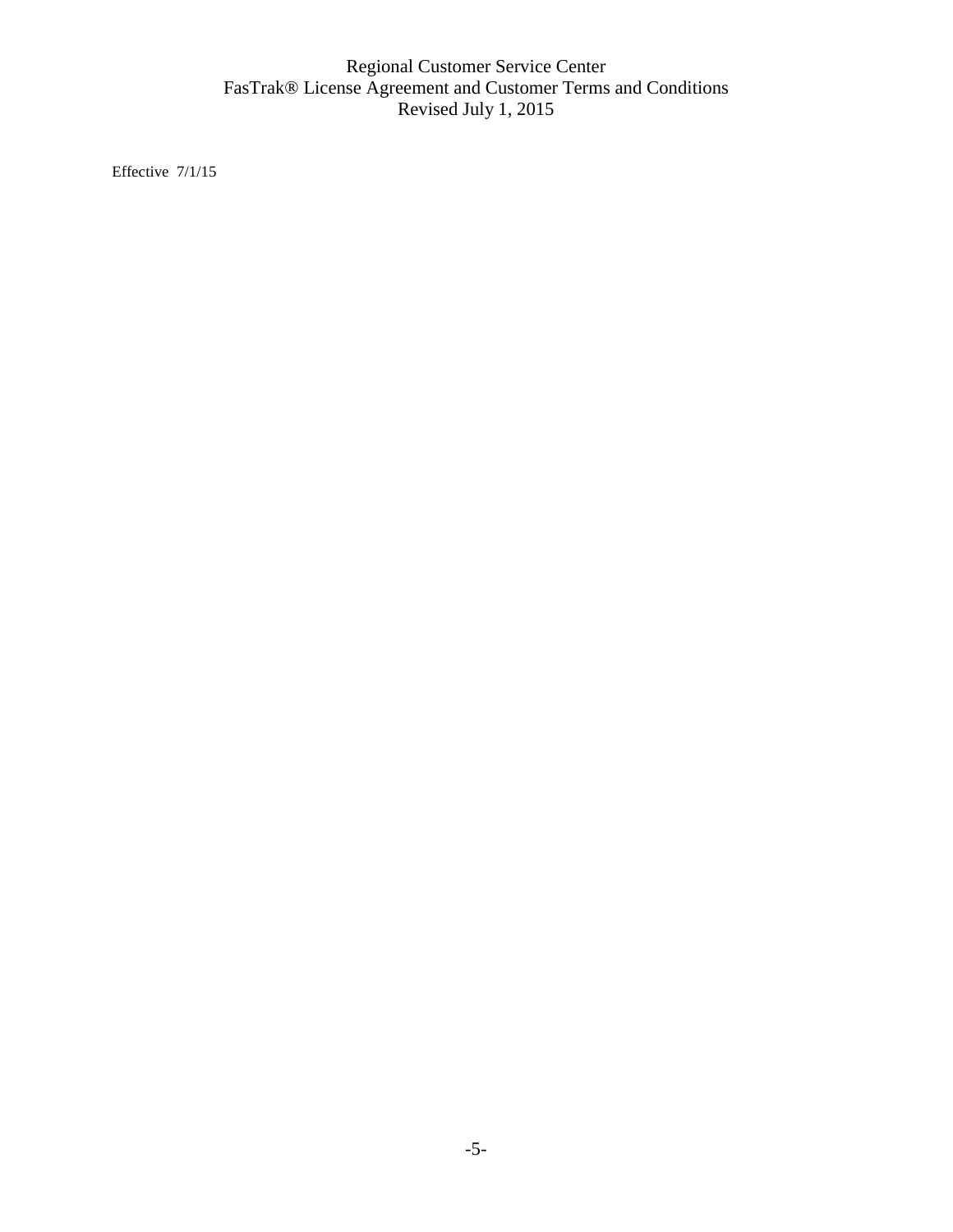Effective 7/1/15